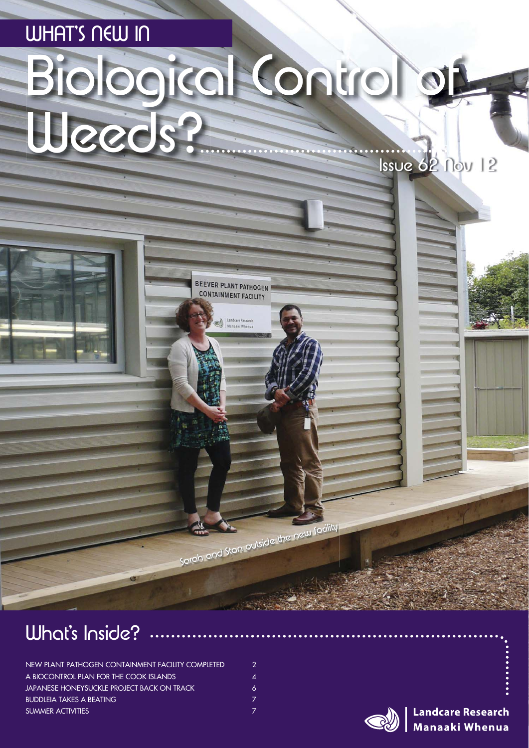# WHAT'S NEW IN Biological Control of Weeds?

Issue 62 Nov 12

Sarah and Stan outside the new facility

## What's Inside?

| | |
|---|---|
| NEW PLANT PATHOGEN CONTAINMENT FACILITY COMPLETED | 2 |
| A BIOCONTROL PLAN FOR THE COOK ISLANDS | 4 |
| JAPANESE HONEYSUCKLE PROJECT BACK ON TRACK | 6 |
| BUDDLEIA TAKES A BEATING | 7 |
| SUMMER ACTIVITIES | 7 |

Landcare Research
Manaaki Whenua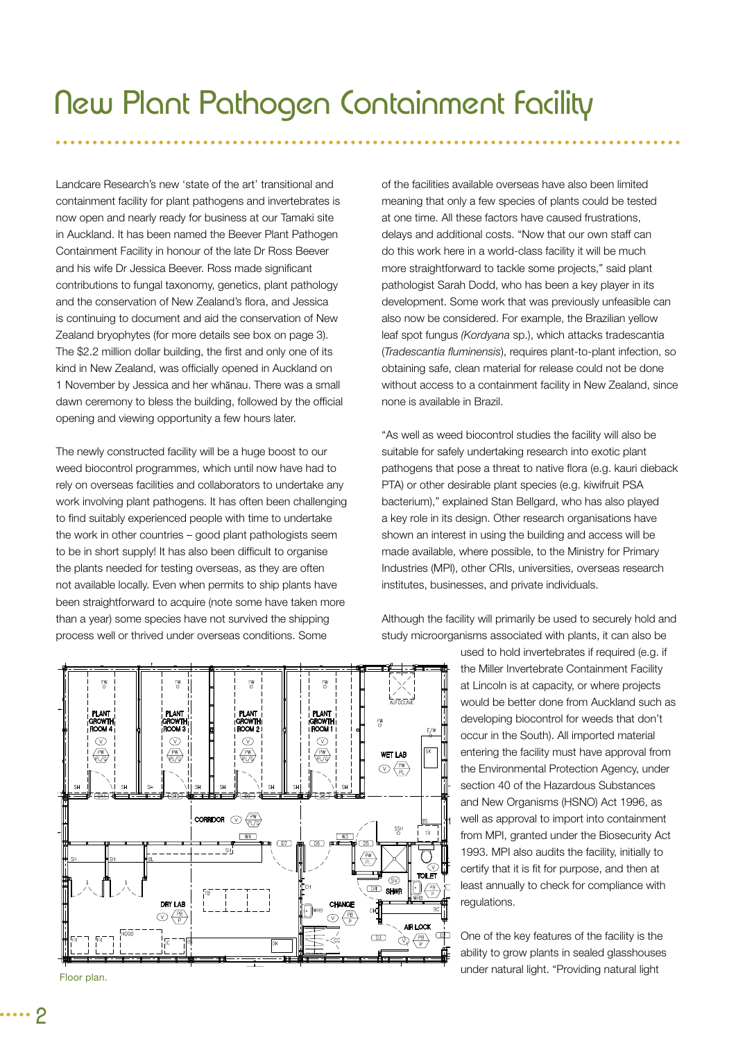# New Plant Pathogen Containment Facility

Landcare Research's new 'state of the art' transitional and containment facility for plant pathogens and invertebrates is now open and nearly ready for business at our Tamaki site in Auckland. It has been named the Beever Plant Pathogen Containment Facility in honour of the late Dr Ross Beever and his wife Dr Jessica Beever. Ross made significant contributions to fungal taxonomy, genetics, plant pathology and the conservation of New Zealand's flora, and Jessica is continuing to document and aid the conservation of New Zealand bryophytes (for more details see box on page 3). The $2.2 million dollar building, the first and only one of its kind in New Zealand, was officially opened in Auckland on 1 November by Jessica and her whānau. There was a small dawn ceremony to bless the building, followed by the official opening and viewing opportunity a few hours later.

The newly constructed facility will be a huge boost to our weed biocontrol programmes, which until now have had to rely on overseas facilities and collaborators to undertake any work involving plant pathogens. It has often been challenging to find suitably experienced people with time to undertake the work in other countries – good plant pathologists seem to be in short supply! It has also been difficult to organise the plants needed for testing overseas, as they are often not available locally. Even when permits to ship plants have been straightforward to acquire (note some have taken more than a year) some species have not survived the shipping process well or thrived under overseas conditions. Some of the facilities available overseas have also been limited meaning that only a few species of plants could be tested at one time. All these factors have caused frustrations, delays and additional costs. "Now that our own staff can do this work here in a world-class facility it will be much more straightforward to tackle some projects," said plant pathologist Sarah Dodd, who has been a key player in its development. Some work that was previously unfeasible can also now be considered. For example, the Brazilian yellow leaf spot fungus (*Kordyana* sp.), which attacks tradescantia (*Tradescantia fluminensis*), requires plant-to-plant infection, so obtaining safe, clean material for release could not be done without access to a containment facility in New Zealand, since none is available in Brazil.

"As well as weed biocontrol studies the facility will also be suitable for safely undertaking research into exotic plant pathogens that pose a threat to native flora (e.g. kauri dieback PTA) or other desirable plant species (e.g. kiwifruit PSA bacterium)," explained Stan Bellgard, who has also played a key role in its design. Other research organisations have shown an interest in using the building and access will be made available, where possible, to the Ministry for Primary Industries (MPI), other CRIs, universities, overseas research institutes, businesses, and private individuals.

Although the facility will primarily be used to securely hold and study microorganisms associated with plants, it can also be used to hold invertebrates if required (e.g. if the Miller Invertebrate Containment Facility at Lincoln is at capacity, or where projects would be better done from Auckland such as developing biocontrol for weeds that don't occur in the South). All imported material entering the facility must have approval from the Environmental Protection Agency, under section 40 of the Hazardous Substances and New Organisms (HSNO) Act 1996, as well as approval to import into containment from MPI, granted under the Biosecurity Act 1993. MPI also audits the facility, initially to certify that it is fit for purpose, and then at least annually to check for compliance with regulations.

Floor plan.

One of the key features of the facility is the ability to grow plants in sealed glasshouses under natural light. "Providing natural light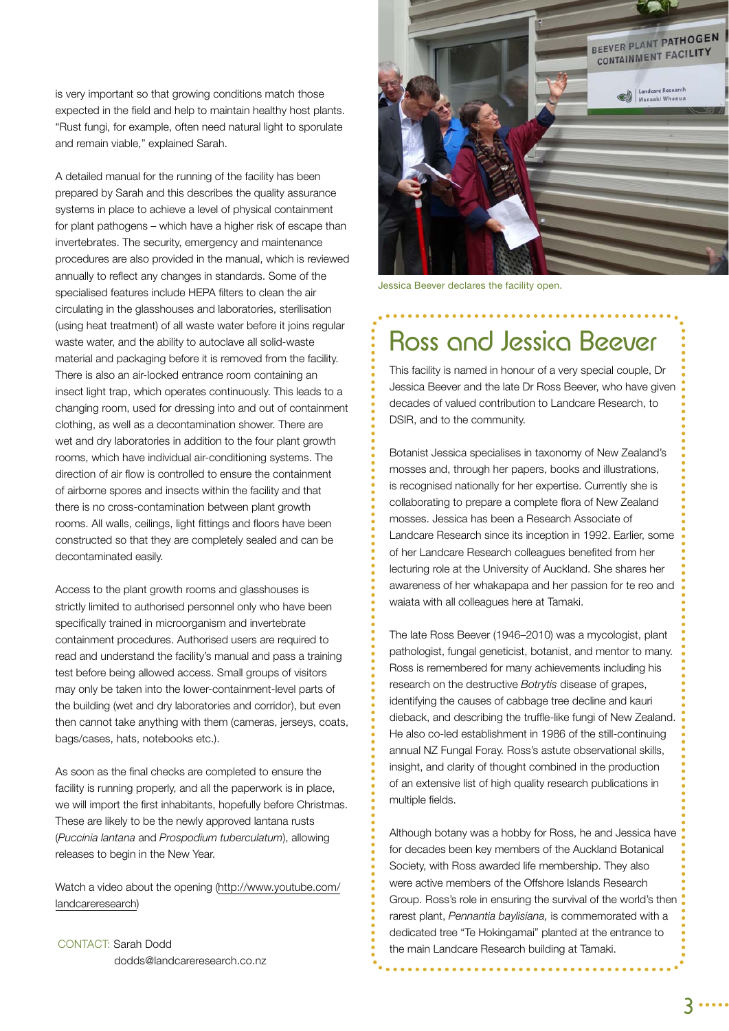is very important so that growing conditions match those expected in the field and help to maintain healthy host plants. "Rust fungi, for example, often need natural light to sporulate and remain viable," explained Sarah.

A detailed manual for the running of the facility has been prepared by Sarah and this describes the quality assurance systems in place to achieve a level of physical containment for plant pathogens – which have a higher risk of escape than invertebrates. The security, emergency and maintenance procedures are also provided in the manual, which is reviewed annually to reflect any changes in standards. Some of the specialised features include HEPA filters to clean the air circulating in the glasshouses and laboratories, sterilisation (using heat treatment) of all waste water before it joins regular waste water, and the ability to autoclave all solid-waste material and packaging before it is removed from the facility. There is also an air-locked entrance room containing an insect light trap, which operates continuously. This leads to a changing room, used for dressing into and out of containment clothing, as well as a decontamination shower. There are wet and dry laboratories in addition to the four plant growth rooms, which have individual air-conditioning systems. The direction of air flow is controlled to ensure the containment of airborne spores and insects within the facility and that there is no cross-contamination between plant growth rooms. All walls, ceilings, light fittings and floors have been constructed so that they are completely sealed and can be decontaminated easily.

Access to the plant growth rooms and glasshouses is strictly limited to authorised personnel only who have been specifically trained in microorganism and invertebrate containment procedures. Authorised users are required to read and understand the facility's manual and pass a training test before being allowed access. Small groups of visitors may only be taken into the lower-containment-level parts of the building (wet and dry laboratories and corridor), but even then cannot take anything with them (cameras, jerseys, coats, bags/cases, hats, notebooks etc.).

As soon as the final checks are completed to ensure the facility is running properly, and all the paperwork is in place, we will import the first inhabitants, hopefully before Christmas. These are likely to be the newly approved lantana rusts (*Puccinia lantana* and *Prospodium tuberculatum*), allowing releases to begin in the New Year.

Watch a video about the opening (http://www.youtube.com/landcareresearch)

CONTACT: Sarah Dodd
dodds@landcareresearch.co.nz

Jessica Beever declares the facility open.

## Ross and Jessica Beever

This facility is named in honour of a very special couple, Dr Jessica Beever and the late Dr Ross Beever, who have given decades of valued contribution to Landcare Research, to DSIR, and to the community.

Botanist Jessica specialises in taxonomy of New Zealand's mosses and, through her papers, books and illustrations, is recognised nationally for her expertise. Currently she is collaborating to prepare a complete flora of New Zealand mosses. Jessica has been a Research Associate of Landcare Research since its inception in 1992. Earlier, some of her Landcare Research colleagues benefited from her lecturing role at the University of Auckland. She shares her awareness of her whakapapa and her passion for te reo and waiata with all colleagues here at Tamaki.

The late Ross Beever (1946–2010) was a mycologist, plant pathologist, fungal geneticist, botanist, and mentor to many. Ross is remembered for many achievements including his research on the destructive *Botrytis* disease of grapes, identifying the causes of cabbage tree decline and kauri dieback, and describing the truffle-like fungi of New Zealand. He also co-led establishment in 1986 of the still-continuing annual NZ Fungal Foray. Ross's astute observational skills, insight, and clarity of thought combined in the production of an extensive list of high quality research publications in multiple fields.

Although botany was a hobby for Ross, he and Jessica have for decades been key members of the Auckland Botanical Society, with Ross awarded life membership. They also were active members of the Offshore Islands Research Group. Ross's role in ensuring the survival of the world's then rarest plant, *Pennantia baylisiana,* is commemorated with a dedicated tree "Te Hokingamai" planted at the entrance to the main Landcare Research building at Tamaki.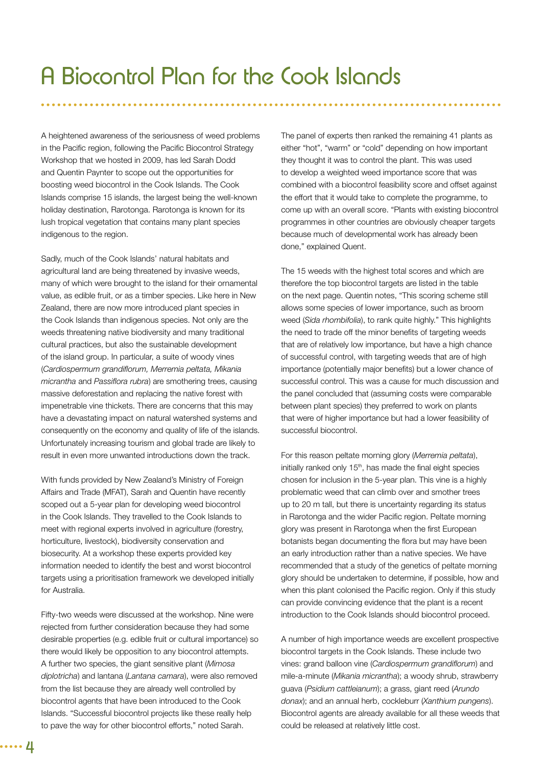# A Biocontrol Plan for the Cook Islands

A heightened awareness of the seriousness of weed problems in the Pacific region, following the Pacific Biocontrol Strategy Workshop that we hosted in 2009, has led Sarah Dodd and Quentin Paynter to scope out the opportunities for boosting weed biocontrol in the Cook Islands. The Cook Islands comprise 15 islands, the largest being the well-known holiday destination, Rarotonga. Rarotonga is known for its lush tropical vegetation that contains many plant species indigenous to the region.

Sadly, much of the Cook Islands' natural habitats and agricultural land are being threatened by invasive weeds, many of which were brought to the island for their ornamental value, as edible fruit, or as a timber species. Like here in New Zealand, there are now more introduced plant species in the Cook Islands than indigenous species. Not only are the weeds threatening native biodiversity and many traditional cultural practices, but also the sustainable development of the island group. In particular, a suite of woody vines (*Cardiospermum grandiflorum, Merremia peltata, Mikania micrantha* and *Passiflora rubra*) are smothering trees, causing massive deforestation and replacing the native forest with impenetrable vine thickets. There are concerns that this may have a devastating impact on natural watershed systems and consequently on the economy and quality of life of the islands. Unfortunately increasing tourism and global trade are likely to result in even more unwanted introductions down the track.

With funds provided by New Zealand's Ministry of Foreign Affairs and Trade (MFAT), Sarah and Quentin have recently scoped out a 5-year plan for developing weed biocontrol in the Cook Islands. They travelled to the Cook Islands to meet with regional experts involved in agriculture (forestry, horticulture, livestock), biodiversity conservation and biosecurity. At a workshop these experts provided key information needed to identify the best and worst biocontrol targets using a prioritisation framework we developed initially for Australia.

Fifty-two weeds were discussed at the workshop. Nine were rejected from further consideration because they had some desirable properties (e.g. edible fruit or cultural importance) so there would likely be opposition to any biocontrol attempts. A further two species, the giant sensitive plant (*Mimosa diplotricha*) and lantana (*Lantana camara*), were also removed from the list because they are already well controlled by biocontrol agents that have been introduced to the Cook Islands. "Successful biocontrol projects like these really help to pave the way for other biocontrol efforts," noted Sarah.

The panel of experts then ranked the remaining 41 plants as either "hot", "warm" or "cold" depending on how important they thought it was to control the plant. This was used to develop a weighted weed importance score that was combined with a biocontrol feasibility score and offset against the effort that it would take to complete the programme, to come up with an overall score. "Plants with existing biocontrol programmes in other countries are obviously cheaper targets because much of developmental work has already been done," explained Quent.

The 15 weeds with the highest total scores and which are therefore the top biocontrol targets are listed in the table on the next page. Quentin notes, "This scoring scheme still allows some species of lower importance, such as broom weed (*Sida rhombifolia*), to rank quite highly." This highlights the need to trade off the minor benefits of targeting weeds that are of relatively low importance, but have a high chance of successful control, with targeting weeds that are of high importance (potentially major benefits) but a lower chance of successful control. This was a cause for much discussion and the panel concluded that (assuming costs were comparable between plant species) they preferred to work on plants that were of higher importance but had a lower feasibility of successful biocontrol.

For this reason peltate morning glory (*Merremia peltata*), initially ranked only 15th, has made the final eight species chosen for inclusion in the 5-year plan. This vine is a highly problematic weed that can climb over and smother trees up to 20 m tall, but there is uncertainty regarding its status in Rarotonga and the wider Pacific region. Peltate morning glory was present in Rarotonga when the first European botanists began documenting the flora but may have been an early introduction rather than a native species. We have recommended that a study of the genetics of peltate morning glory should be undertaken to determine, if possible, how and when this plant colonised the Pacific region. Only if this study can provide convincing evidence that the plant is a recent introduction to the Cook Islands should biocontrol proceed.

A number of high importance weeds are excellent prospective biocontrol targets in the Cook Islands. These include two vines: grand balloon vine (*Cardiospermum grandiflorum*) and mile-a-minute (*Mikania micrantha*); a woody shrub, strawberry guava (*Psidium cattleianum*); a grass, giant reed (*Arundo donax*); and an annual herb, cockleburr (*Xanthium pungens*). Biocontrol agents are already available for all these weeds that could be released at relatively little cost.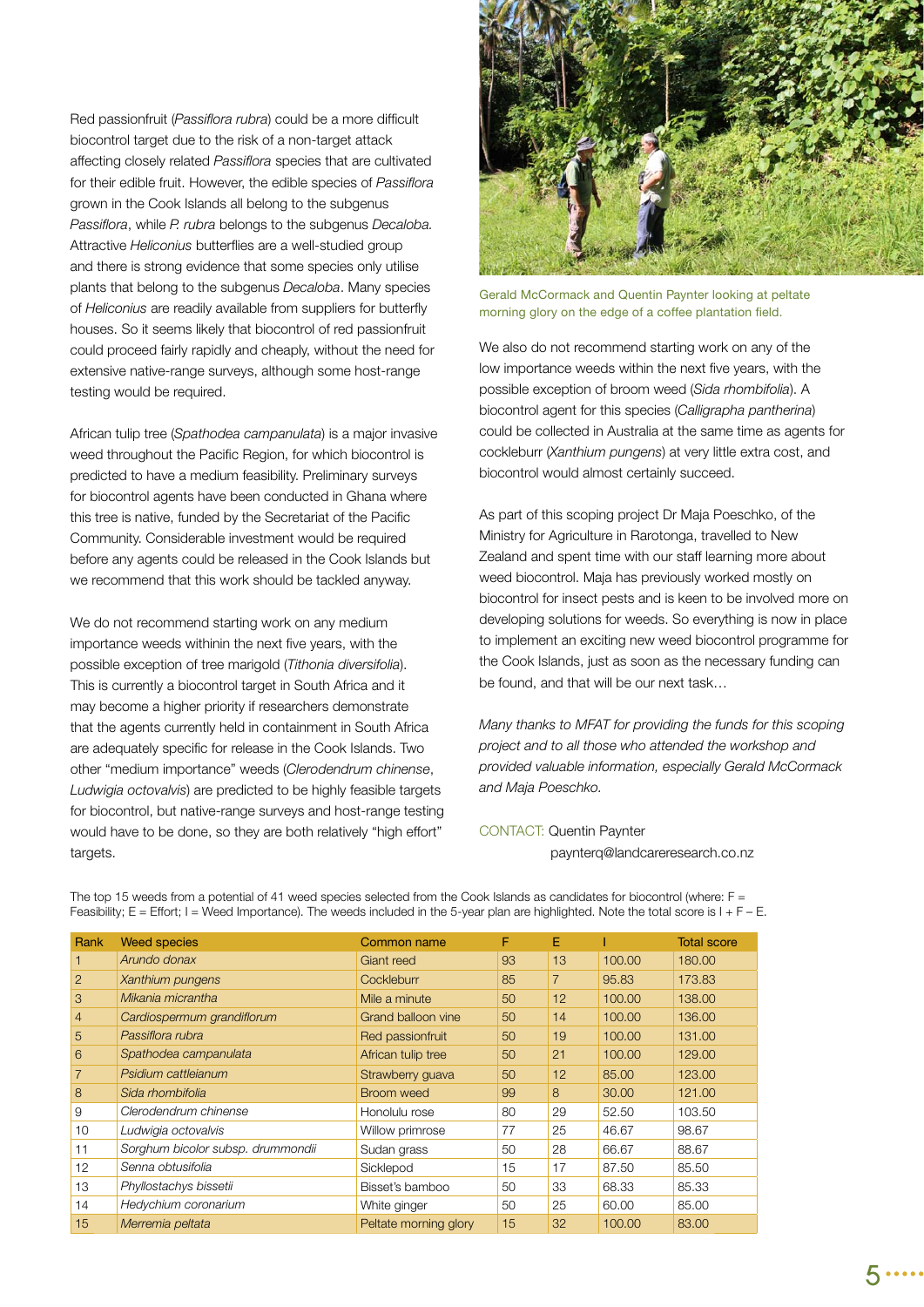Red passionfruit (*Passiflora rubra*) could be a more difficult biocontrol target due to the risk of a non-target attack affecting closely related *Passiflora* species that are cultivated for their edible fruit. However, the edible species of *Passiflora* grown in the Cook Islands all belong to the subgenus *Passiflora*, while *P. rubra* belongs to the subgenus *Decaloba.* Attractive *Heliconius* butterflies are a well-studied group and there is strong evidence that some species only utilise plants that belong to the subgenus *Decaloba*. Many species of *Heliconius* are readily available from suppliers for butterfly houses. So it seems likely that biocontrol of red passionfruit could proceed fairly rapidly and cheaply, without the need for extensive native-range surveys, although some host-range testing would be required.

African tulip tree (*Spathodea campanulata*) is a major invasive weed throughout the Pacific Region, for which biocontrol is predicted to have a medium feasibility. Preliminary surveys for biocontrol agents have been conducted in Ghana where this tree is native, funded by the Secretariat of the Pacific Community. Considerable investment would be required before any agents could be released in the Cook Islands but we recommend that this work should be tackled anyway.

We do not recommend starting work on any medium importance weeds withinin the next five years, with the possible exception of tree marigold (*Tithonia diversifolia*). This is currently a biocontrol target in South Africa and it may become a higher priority if researchers demonstrate that the agents currently held in containment in South Africa are adequately specific for release in the Cook Islands. Two other "medium importance" weeds (*Clerodendrum chinense*, *Ludwigia octovalvis*) are predicted to be highly feasible targets for biocontrol, but native-range surveys and host-range testing would have to be done, so they are both relatively "high effort" targets.

Gerald McCormack and Quentin Paynter looking at peltate morning glory on the edge of a coffee plantation field.

We also do not recommend starting work on any of the low importance weeds within the next five years, with the possible exception of broom weed (*Sida rhombifolia*). A biocontrol agent for this species (*Calligrapha pantherina*) could be collected in Australia at the same time as agents for cockleburr (*Xanthium pungens*) at very little extra cost, and biocontrol would almost certainly succeed.

As part of this scoping project Dr Maja Poeschko, of the Ministry for Agriculture in Rarotonga, travelled to New Zealand and spent time with our staff learning more about weed biocontrol. Maja has previously worked mostly on biocontrol for insect pests and is keen to be involved more on developing solutions for weeds. So everything is now in place to implement an exciting new weed biocontrol programme for the Cook Islands, just as soon as the necessary funding can be found, and that will be our next task…

*Many thanks to MFAT for providing the funds for this scoping project and to all those who attended the workshop and provided valuable information, especially Gerald McCormack and Maja Poeschko.*

CONTACT: Quentin Paynter
paynterq@landcareresearch.co.nz

The top 15 weeds from a potential of 41 weed species selected from the Cook Islands as candidates for biocontrol (where: F = Feasibility; E = Effort; I = Weed Importance). The weeds included in the 5-year plan are highlighted. Note the total score is I + F – E.

| Rank | Weed species | Common name | F | E | I | Total score |
|---|---|---|---|---|---|---|
| 1 | *Arundo donax* | Giant reed | 93 | 13 | 100.00 | 180.00 |
| 2 | *Xanthium pungens* | Cockleburr | 85 | 7 | 95.83 | 173.83 |
| 3 | *Mikania micrantha* | Mile a minute | 50 | 12 | 100.00 | 138.00 |
| 4 | *Cardiospermum grandiflorum* | Grand balloon vine | 50 | 14 | 100.00 | 136.00 |
| 5 | *Passiflora rubra* | Red passionfruit | 50 | 19 | 100.00 | 131.00 |
| 6 | *Spathodea campanulata* | African tulip tree | 50 | 21 | 100.00 | 129.00 |
| 7 | *Psidium cattleianum* | Strawberry guava | 50 | 12 | 85.00 | 123.00 |
| 8 | *Sida rhombifolia* | Broom weed | 99 | 8 | 30.00 | 121.00 |
| 9 | *Clerodendrum chinense* | Honolulu rose | 80 | 29 | 52.50 | 103.50 |
| 10 | *Ludwigia octovalvis* | Willow primrose | 77 | 25 | 46.67 | 98.67 |
| 11 | *Sorghum bicolor subsp. drummondii* | Sudan grass | 50 | 28 | 66.67 | 88.67 |
| 12 | *Senna obtusifolia* | Sicklepod | 15 | 17 | 87.50 | 85.50 |
| 13 | *Phyllostachys bissetii* | Bisset's bamboo | 50 | 33 | 68.33 | 85.33 |
| 14 | *Hedychium coronarium* | White ginger | 50 | 25 | 60.00 | 85.00 |
| 15 | *Merremia peltata* | Peltate morning glory | 15 | 32 | 100.00 | 83.00 |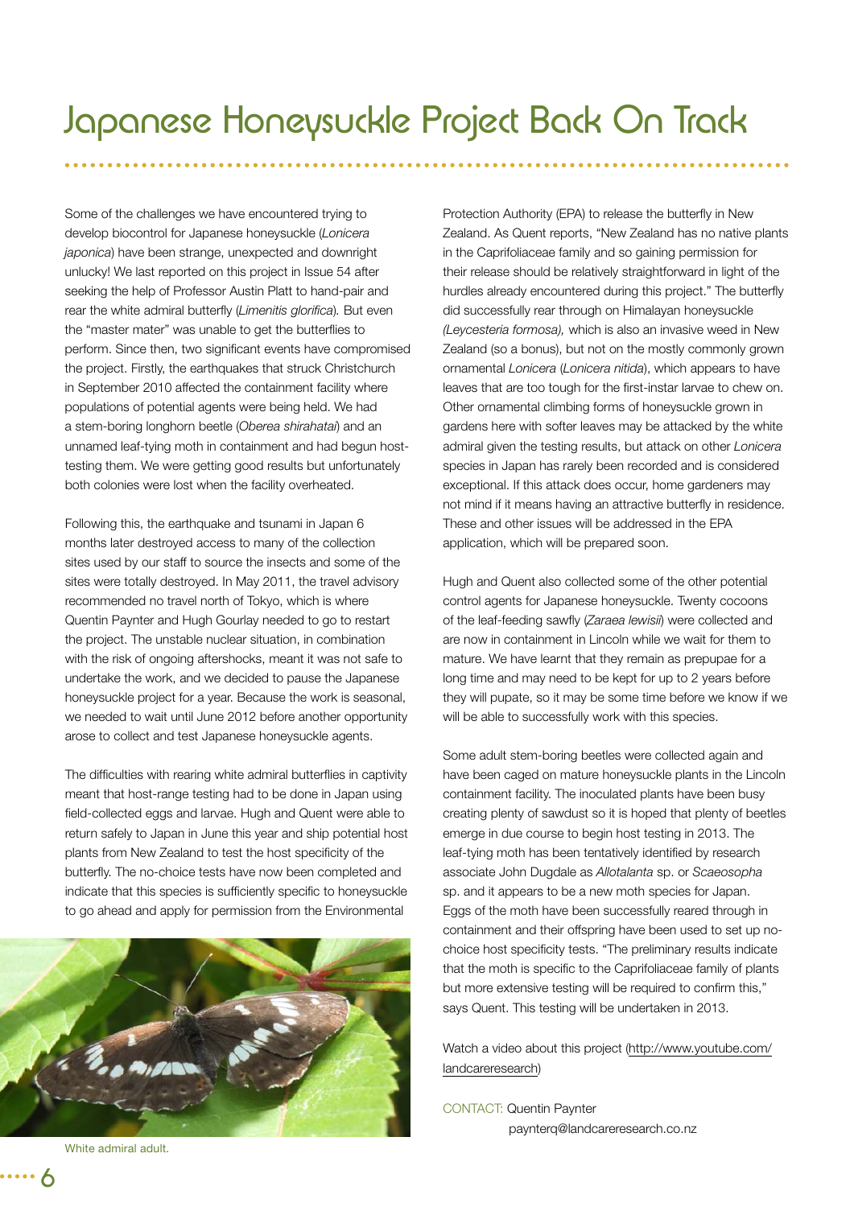# Japanese Honeysuckle Project Back On Track

Some of the challenges we have encountered trying to develop biocontrol for Japanese honeysuckle (*Lonicera japonica*) have been strange, unexpected and downright unlucky! We last reported on this project in Issue 54 after seeking the help of Professor Austin Platt to hand-pair and rear the white admiral butterfly (*Limenitis glorifica*). But even the "master mater" was unable to get the butterflies to perform. Since then, two significant events have compromised the project. Firstly, the earthquakes that struck Christchurch in September 2010 affected the containment facility where populations of potential agents were being held. We had a stem-boring longhorn beetle (*Oberea shirahatai*) and an unnamed leaf-tying moth in containment and had begun host-testing them. We were getting good results but unfortunately both colonies were lost when the facility overheated.

Following this, the earthquake and tsunami in Japan 6 months later destroyed access to many of the collection sites used by our staff to source the insects and some of the sites were totally destroyed. In May 2011, the travel advisory recommended no travel north of Tokyo, which is where Quentin Paynter and Hugh Gourlay needed to go to restart the project. The unstable nuclear situation, in combination with the risk of ongoing aftershocks, meant it was not safe to undertake the work, and we decided to pause the Japanese honeysuckle project for a year. Because the work is seasonal, we needed to wait until June 2012 before another opportunity arose to collect and test Japanese honeysuckle agents.

The difficulties with rearing white admiral butterflies in captivity meant that host-range testing had to be done in Japan using field-collected eggs and larvae. Hugh and Quent were able to return safely to Japan in June this year and ship potential host plants from New Zealand to test the host specificity of the butterfly. The no-choice tests have now been completed and indicate that this species is sufficiently specific to honeysuckle to go ahead and apply for permission from the Environmental Protection Authority (EPA) to release the butterfly in New Zealand. As Quent reports, "New Zealand has no native plants in the Caprifoliaceae family and so gaining permission for their release should be relatively straightforward in light of the hurdles already encountered during this project." The butterfly did successfully rear through on Himalayan honeysuckle *(Leycesteria formosa),* which is also an invasive weed in New Zealand (so a bonus), but not on the mostly commonly grown ornamental *Lonicera* (*Lonicera nitida*), which appears to have leaves that are too tough for the first-instar larvae to chew on. Other ornamental climbing forms of honeysuckle grown in gardens here with softer leaves may be attacked by the white admiral given the testing results, but attack on other *Lonicera* species in Japan has rarely been recorded and is considered exceptional. If this attack does occur, home gardeners may not mind if it means having an attractive butterfly in residence. These and other issues will be addressed in the EPA application, which will be prepared soon.

White admiral adult.

Hugh and Quent also collected some of the other potential control agents for Japanese honeysuckle. Twenty cocoons of the leaf-feeding sawfly (*Zaraea lewisii*) were collected and are now in containment in Lincoln while we wait for them to mature. We have learnt that they remain as prepupae for a long time and may need to be kept for up to 2 years before they will pupate, so it may be some time before we know if we will be able to successfully work with this species.

Some adult stem-boring beetles were collected again and have been caged on mature honeysuckle plants in the Lincoln containment facility. The inoculated plants have been busy creating plenty of sawdust so it is hoped that plenty of beetles emerge in due course to begin host testing in 2013. The leaf-tying moth has been tentatively identified by research associate John Dugdale as *Allotalanta* sp. or *Scaeosopha* sp. and it appears to be a new moth species for Japan. Eggs of the moth have been successfully reared through in containment and their offspring have been used to set up no-choice host specificity tests. "The preliminary results indicate that the moth is specific to the Caprifoliaceae family of plants but more extensive testing will be required to confirm this," says Quent. This testing will be undertaken in 2013.

Watch a video about this project (http://www.youtube.com/landcareresearch)

CONTACT: Quentin Paynter
paynterq@landcareresearch.co.nz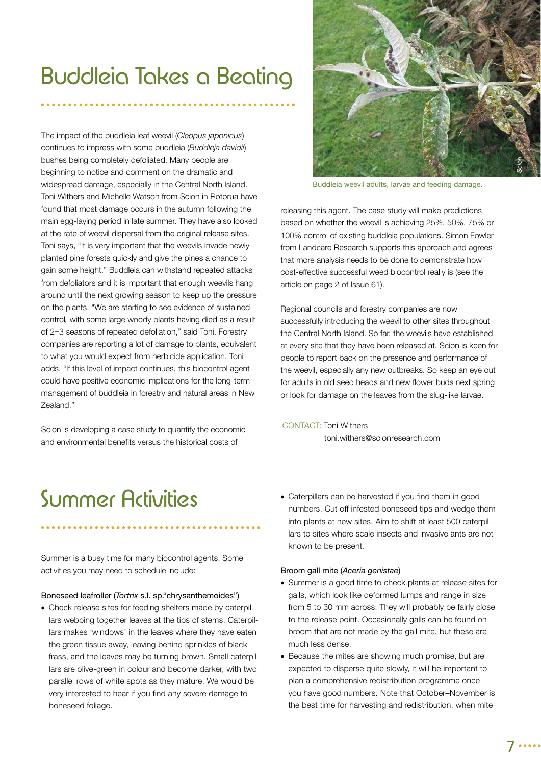# Buddleia Takes a Beating

The impact of the buddleia leaf weevil (*Cleopus japonicus*) continues to impress with some buddleia (*Buddleja davidii*) bushes being completely defoliated. Many people are beginning to notice and comment on the dramatic and widespread damage, especially in the Central North Island. Toni Withers and Michelle Watson from Scion in Rotorua have found that most damage occurs in the autumn following the main egg-laying period in late summer. They have also looked at the rate of weevil dispersal from the original release sites. Toni says, "It is very important that the weevils invade newly planted pine forests quickly and give the pines a chance to gain some height." Buddleia can withstand repeated attacks from defoliators and it is important that enough weevils hang around until the next growing season to keep up the pressure on the plants. "We are starting to see evidence of sustained control, with some large woody plants having died as a result of 2–3 seasons of repeated defoliation," said Toni. Forestry companies are reporting a lot of damage to plants, equivalent to what you would expect from herbicide application. Toni adds, "If this level of impact continues, this biocontrol agent could have positive economic implications for the long-term management of buddleia in forestry and natural areas in New Zealand."

Scion is developing a case study to quantify the economic and environmental benefits versus the historical costs of releasing this agent. The case study will make predictions based on whether the weevil is achieving 25%, 50%, 75% or 100% control of existing buddleia populations. Simon Fowler from Landcare Research supports this approach and agrees that more analysis needs to be done to demonstrate how cost-effective successful weed biocontrol really is (see the article on page 2 of Issue 61).

Buddleia weevil adults, larvae and feeding damage.

Regional councils and forestry companies are now successfully introducing the weevil to other sites throughout the Central North Island. So far, the weevils have established at every site that they have been released at. Scion is keen for people to report back on the presence and performance of the weevil, especially any new outbreaks. So keep an eye out for adults in old seed heads and new flower buds next spring or look for damage on the leaves from the slug-like larvae.

CONTACT: Toni Withers
toni.withers@scionresearch.com

# Summer Activities

Summer is a busy time for many biocontrol agents. Some activities you may need to schedule include:

Boneseed leafroller (*Tortrix* s.l. sp."chrysanthemoides")

- Check release sites for feeding shelters made by caterpillars webbing together leaves at the tips of stems. Caterpillars makes 'windows' in the leaves where they have eaten the green tissue away, leaving behind sprinkles of black frass, and the leaves may be turning brown. Small caterpillars are olive-green in colour and become darker, with two parallel rows of white spots as they mature. We would be very interested to hear if you find any severe damage to boneseed foliage.
- Caterpillars can be harvested if you find them in good numbers. Cut off infested boneseed tips and wedge them into plants at new sites. Aim to shift at least 500 caterpillars to sites where scale insects and invasive ants are not known to be present.

Broom gall mite (*Aceria genistae*)

- Summer is a good time to check plants at release sites for galls, which look like deformed lumps and range in size from 5 to 30 mm across. They will probably be fairly close to the release point. Occasionally galls can be found on broom that are not made by the gall mite, but these are much less dense.
- Because the mites are showing much promise, but are expected to disperse quite slowly, it will be important to plan a comprehensive redistribution programme once you have good numbers. Note that October–November is the best time for harvesting and redistribution, when mite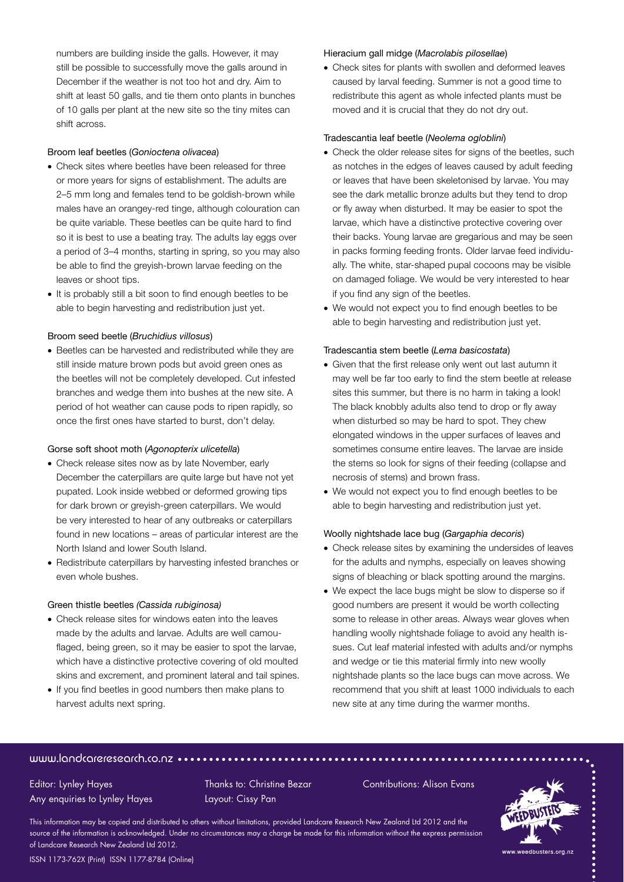numbers are building inside the galls. However, it may still be possible to successfully move the galls around in December if the weather is not too hot and dry. Aim to shift at least 50 galls, and tie them onto plants in bunches of 10 galls per plant at the new site so the tiny mites can shift across.

### Broom leaf beetles (*Gonioctena olivacea*)

- Check sites where beetles have been released for three or more years for signs of establishment. The adults are 2–5 mm long and females tend to be goldish-brown while males have an orangey-red tinge, although colouration can be quite variable. These beetles can be quite hard to find so it is best to use a beating tray. The adults lay eggs over a period of 3–4 months, starting in spring, so you may also be able to find the greyish-brown larvae feeding on the leaves or shoot tips.
- It is probably still a bit soon to find enough beetles to be able to begin harvesting and redistribution just yet.

### Broom seed beetle (*Bruchidius villosus*)

- Beetles can be harvested and redistributed while they are still inside mature brown pods but avoid green ones as the beetles will not be completely developed. Cut infested branches and wedge them into bushes at the new site. A period of hot weather can cause pods to ripen rapidly, so once the first ones have started to burst, don't delay.

### Gorse soft shoot moth (*Agonopterix ulicetella*)

- Check release sites now as by late November, early December the caterpillars are quite large but have not yet pupated. Look inside webbed or deformed growing tips for dark brown or greyish-green caterpillars. We would be very interested to hear of any outbreaks or caterpillars found in new locations – areas of particular interest are the North Island and lower South Island.
- Redistribute caterpillars by harvesting infested branches or even whole bushes.

### Green thistle beetles (*Cassida rubiginosa*)

- Check release sites for windows eaten into the leaves made by the adults and larvae. Adults are well camouflaged, being green, so it may be easier to spot the larvae, which have a distinctive protective covering of old moulted skins and excrement, and prominent lateral and tail spines.
- If you find beetles in good numbers then make plans to harvest adults next spring.

### Hieracium gall midge (*Macrolabis pilosellae*)

- Check sites for plants with swollen and deformed leaves caused by larval feeding. Summer is not a good time to redistribute this agent as whole infected plants must be moved and it is crucial that they do not dry out.

### Tradescantia leaf beetle (*Neolema ogloblini*)

- Check the older release sites for signs of the beetles, such as notches in the edges of leaves caused by adult feeding or leaves that have been skeletonised by larvae. You may see the dark metallic bronze adults but they tend to drop or fly away when disturbed. It may be easier to spot the larvae, which have a distinctive protective covering over their backs. Young larvae are gregarious and may be seen in packs forming feeding fronts. Older larvae feed individually. The white, star-shaped pupal cocoons may be visible on damaged foliage. We would be very interested to hear if you find any sign of the beetles.
- We would not expect you to find enough beetles to be able to begin harvesting and redistribution just yet.

### Tradescantia stem beetle (*Lema basicostata*)

- Given that the first release only went out last autumn it may well be far too early to find the stem beetle at release sites this summer, but there is no harm in taking a look! The black knobbly adults also tend to drop or fly away when disturbed so may be hard to spot. They chew elongated windows in the upper surfaces of leaves and sometimes consume entire leaves. The larvae are inside the stems so look for signs of their feeding (collapse and necrosis of stems) and brown frass.
- We would not expect you to find enough beetles to be able to begin harvesting and redistribution just yet.

### Woolly nightshade lace bug (*Gargaphia decoris*)

- Check release sites by examining the undersides of leaves for the adults and nymphs, especially on leaves showing signs of bleaching or black spotting around the margins.
- We expect the lace bugs might be slow to disperse so if good numbers are present it would be worth collecting some to release in other areas. Always wear gloves when handling woolly nightshade foliage to avoid any health issues. Cut leaf material infested with adults and/or nymphs and wedge or tie this material firmly into new woolly nightshade plants so the lace bugs can move across. We recommend that you shift at least 1000 individuals to each new site at any time during the warmer months.

www.landcareresearch.co.nz

Editor: Lynley Hayes
Any enquiries to Lynley Hayes

Thanks to: Christine Bezar
Layout: Cissy Pan

Contributions: Alison Evans

This information may be copied and distributed to others without limitations, provided Landcare Research New Zealand Ltd 2012 and the source of the information is acknowledged. Under no circumstances may a charge be made for this information without the express permission of Landcare Research New Zealand Ltd 2012.

ISSN 1173-762X (Print) ISSN 1177-8784 (Online)

WEEDBUSTERS www.weedbusters.org.nz